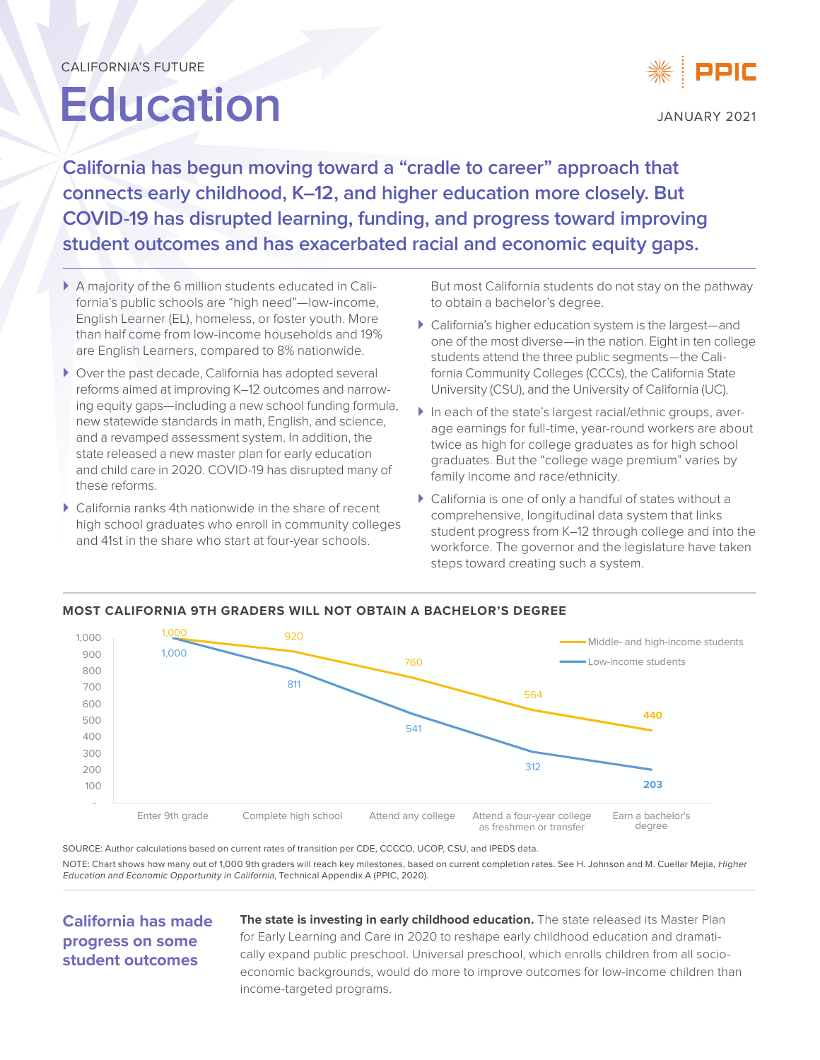CALIFORNIA'S FUTURE

# Education

JANUARY 2021

## California has begun moving toward a "cradle to career" approach that connects early childhood, K–12, and higher education more closely. But COVID-19 has disrupted learning, funding, and progress toward improving student outcomes and has exacerbated racial and economic equity gaps.

- A majority of the 6 million students educated in California's public schools are "high need"—low-income, English Learner (EL), homeless, or foster youth. More than half come from low-income households and 19% are English Learners, compared to 8% nationwide.
- Over the past decade, California has adopted several reforms aimed at improving K–12 outcomes and narrowing equity gaps—including a new school funding formula, new statewide standards in math, English, and science, and a revamped assessment system. In addition, the state released a new master plan for early education and child care in 2020. COVID-19 has disrupted many of these reforms.
- California ranks 4th nationwide in the share of recent high school graduates who enroll in community colleges and 41st in the share who start at four-year schools. But most California students do not stay on the pathway to obtain a bachelor's degree.
- California's higher education system is the largest—and one of the most diverse—in the nation. Eight in ten college students attend the three public segments—the California Community Colleges (CCCs), the California State University (CSU), and the University of California (UC).
- In each of the state's largest racial/ethnic groups, average earnings for full-time, year-round workers are about twice as high for college graduates as for high school graduates. But the "college wage premium" varies by family income and race/ethnicity.
- California is one of only a handful of states without a comprehensive, longitudinal data system that links student progress from K–12 through college and into the workforce. The governor and the legislature have taken steps toward creating such a system.

### MOST CALIFORNIA 9TH GRADERS WILL NOT OBTAIN A BACHELOR'S DEGREE

| | Enter 9th grade | Complete high school | Attend any college | Attend a four-year college as freshmen or transfer | Earn a bachelor's degree |
|---|---|---|---|---|---|
| Middle- and high-income students | 1,000 | 920 | 760 | 564 | 440 |
| Low-income students | 1,000 | 811 | 541 | 312 | 203 |

SOURCE: Author calculations based on current rates of transition per CDE, CCCCO, UCOP, CSU, and IPEDS data.

NOTE: Chart shows how many out of 1,000 9th graders will reach key milestones, based on current completion rates. See H. Johnson and M. Cuellar Mejia, *Higher Education and Economic Opportunity in California*, Technical Appendix A (PPIC, 2020).

## California has made progress on some student outcomes

**The state is investing in early childhood education.** The state released its Master Plan for Early Learning and Care in 2020 to reshape early childhood education and dramatically expand public preschool. Universal preschool, which enrolls children from all socioeconomic backgrounds, would do more to improve outcomes for low-income children than income-targeted programs.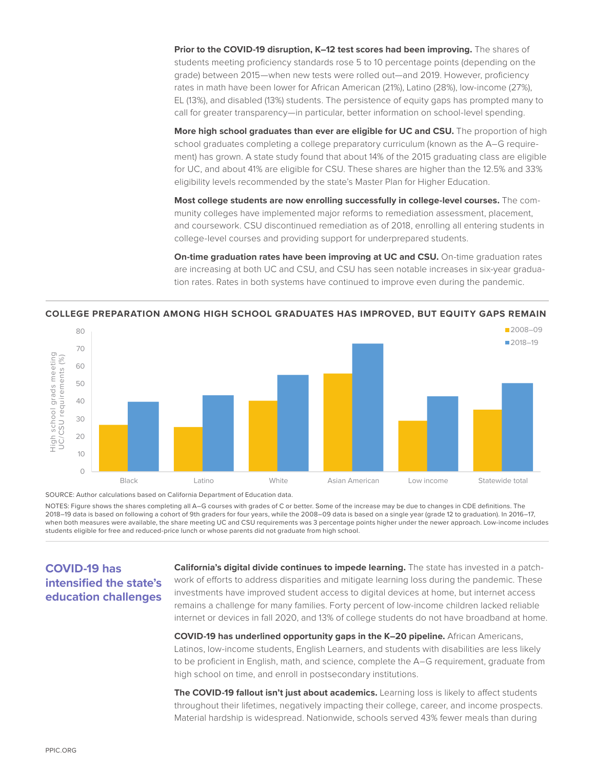**Prior to the COVID-19 disruption, K–12 test scores had been improving.** The shares of students meeting proficiency standards rose 5 to 10 percentage points (depending on the grade) between 2015—when new tests were rolled out—and 2019. However, proficiency rates in math have been lower for African American (21%), Latino (28%), low-income (27%), EL (13%), and disabled (13%) students. The persistence of equity gaps has prompted many to call for greater transparency—in particular, better information on school-level spending.

**More high school graduates than ever are eligible for UC and CSU.** The proportion of high school graduates completing a college preparatory curriculum (known as the A–G requirement) has grown. A state study found that about 14% of the 2015 graduating class are eligible for UC, and about 41% are eligible for CSU. These shares are higher than the 12.5% and 33% eligibility levels recommended by the state's Master Plan for Higher Education.

**Most college students are now enrolling successfully in college-level courses.** The community colleges have implemented major reforms to remediation assessment, placement, and coursework. CSU discontinued remediation as of 2018, enrolling all entering students in college-level courses and providing support for underprepared students.

**On-time graduation rates have been improving at UC and CSU.** On-time graduation rates are increasing at both UC and CSU, and CSU has seen notable increases in six-year graduation rates. Rates in both systems have continued to improve even during the pandemic.

**COLLEGE PREPARATION AMONG HIGH SCHOOL GRADUATES HAS IMPROVED, BUT EQUITY GAPS REMAIN**

SOURCE: Author calculations based on California Department of Education data.

NOTES: Figure shows the shares completing all A–G courses with grades of C or better. Some of the increase may be due to changes in CDE definitions. The 2018–19 data is based on following a cohort of 9th graders for four years, while the 2008–09 data is based on a single year (grade 12 to graduation). In 2016–17, when both measures were available, the share meeting UC and CSU requirements was 3 percentage points higher under the newer approach. Low-income includes students eligible for free and reduced-price lunch or whose parents did not graduate from high school.

## COVID-19 has intensified the state's education challenges

**California's digital divide continues to impede learning.** The state has invested in a patchwork of efforts to address disparities and mitigate learning loss during the pandemic. These investments have improved student access to digital devices at home, but internet access remains a challenge for many families. Forty percent of low-income children lacked reliable internet or devices in fall 2020, and 13% of college students do not have broadband at home.

**COVID-19 has underlined opportunity gaps in the K–20 pipeline.** African Americans, Latinos, low-income students, English Learners, and students with disabilities are less likely to be proficient in English, math, and science, complete the A–G requirement, graduate from high school on time, and enroll in postsecondary institutions.

**The COVID-19 fallout isn't just about academics.** Learning loss is likely to affect students throughout their lifetimes, negatively impacting their college, career, and income prospects. Material hardship is widespread. Nationwide, schools served 43% fewer meals than during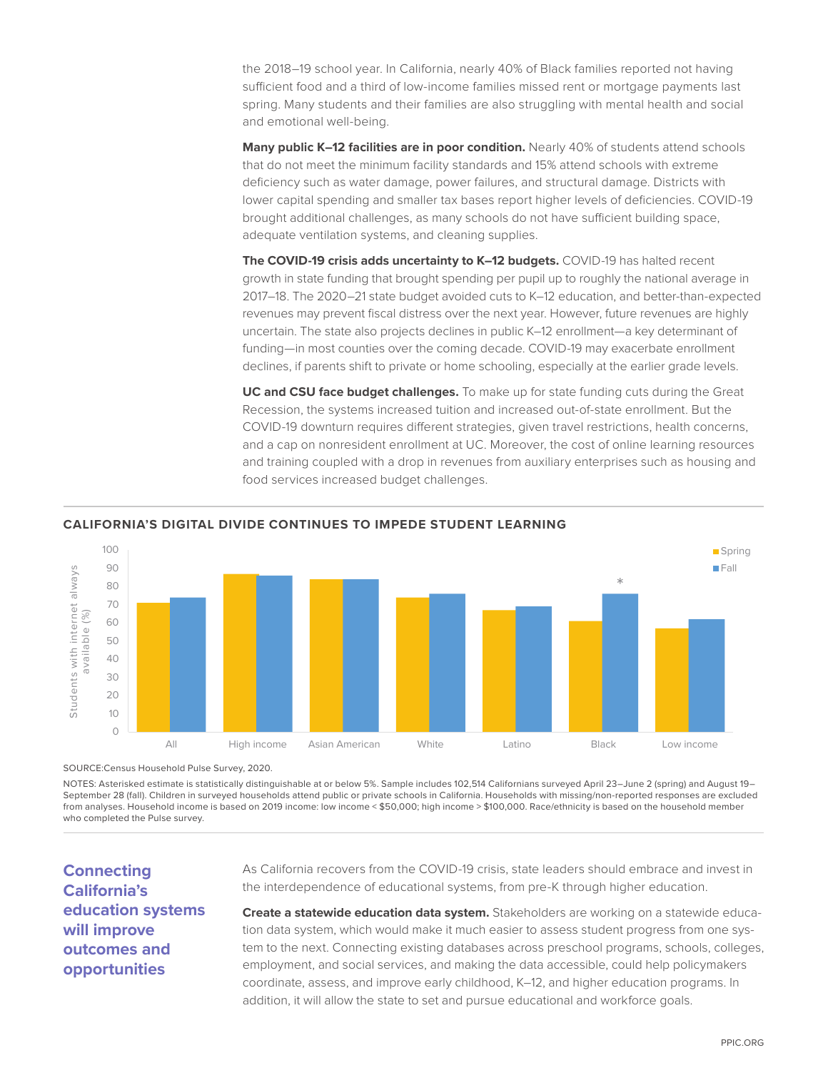the 2018–19 school year. In California, nearly 40% of Black families reported not having sufficient food and a third of low-income families missed rent or mortgage payments last spring. Many students and their families are also struggling with mental health and social and emotional well-being.

**Many public K–12 facilities are in poor condition.** Nearly 40% of students attend schools that do not meet the minimum facility standards and 15% attend schools with extreme deficiency such as water damage, power failures, and structural damage. Districts with lower capital spending and smaller tax bases report higher levels of deficiencies. COVID-19 brought additional challenges, as many schools do not have sufficient building space, adequate ventilation systems, and cleaning supplies.

**The COVID-19 crisis adds uncertainty to K–12 budgets.** COVID-19 has halted recent growth in state funding that brought spending per pupil up to roughly the national average in 2017–18. The 2020–21 state budget avoided cuts to K–12 education, and better-than-expected revenues may prevent fiscal distress over the next year. However, future revenues are highly uncertain. The state also projects declines in public K–12 enrollment—a key determinant of funding—in most counties over the coming decade. COVID-19 may exacerbate enrollment declines, if parents shift to private or home schooling, especially at the earlier grade levels.

**UC and CSU face budget challenges.** To make up for state funding cuts during the Great Recession, the systems increased tuition and increased out-of-state enrollment. But the COVID-19 downturn requires different strategies, given travel restrictions, health concerns, and a cap on nonresident enrollment at UC. Moreover, the cost of online learning resources and training coupled with a drop in revenues from auxiliary enterprises such as housing and food services increased budget challenges.

**CALIFORNIA'S DIGITAL DIVIDE CONTINUES TO IMPEDE STUDENT LEARNING**

Students with internet always available (%)

| | Spring | Fall |
|---|---|---|
| All | 71 | 74 |
| High income | 87 | 86 |
| Asian American | 84 | 84 |
| White | 74 | 76 |
| Latino | 67 | 69 |
| Black | 61 | 76* |
| Low income | 57 | 62 |

SOURCE:Census Household Pulse Survey, 2020.

NOTES: Asterisked estimate is statistically distinguishable at or below 5%. Sample includes 102,514 Californians surveyed April 23–June 2 (spring) and August 19–September 28 (fall). Children in surveyed households attend public or private schools in California. Households with missing/non-reported responses are excluded from analyses. Household income is based on 2019 income: low income < $50,000; high income > $100,000. Race/ethnicity is based on the household member who completed the Pulse survey.

## Connecting California's education systems will improve outcomes and opportunities

As California recovers from the COVID-19 crisis, state leaders should embrace and invest in the interdependence of educational systems, from pre-K through higher education.

**Create a statewide education data system.** Stakeholders are working on a statewide education data system, which would make it much easier to assess student progress from one system to the next. Connecting existing databases across preschool programs, schools, colleges, employment, and social services, and making the data accessible, could help policymakers coordinate, assess, and improve early childhood, K–12, and higher education programs. In addition, it will allow the state to set and pursue educational and workforce goals.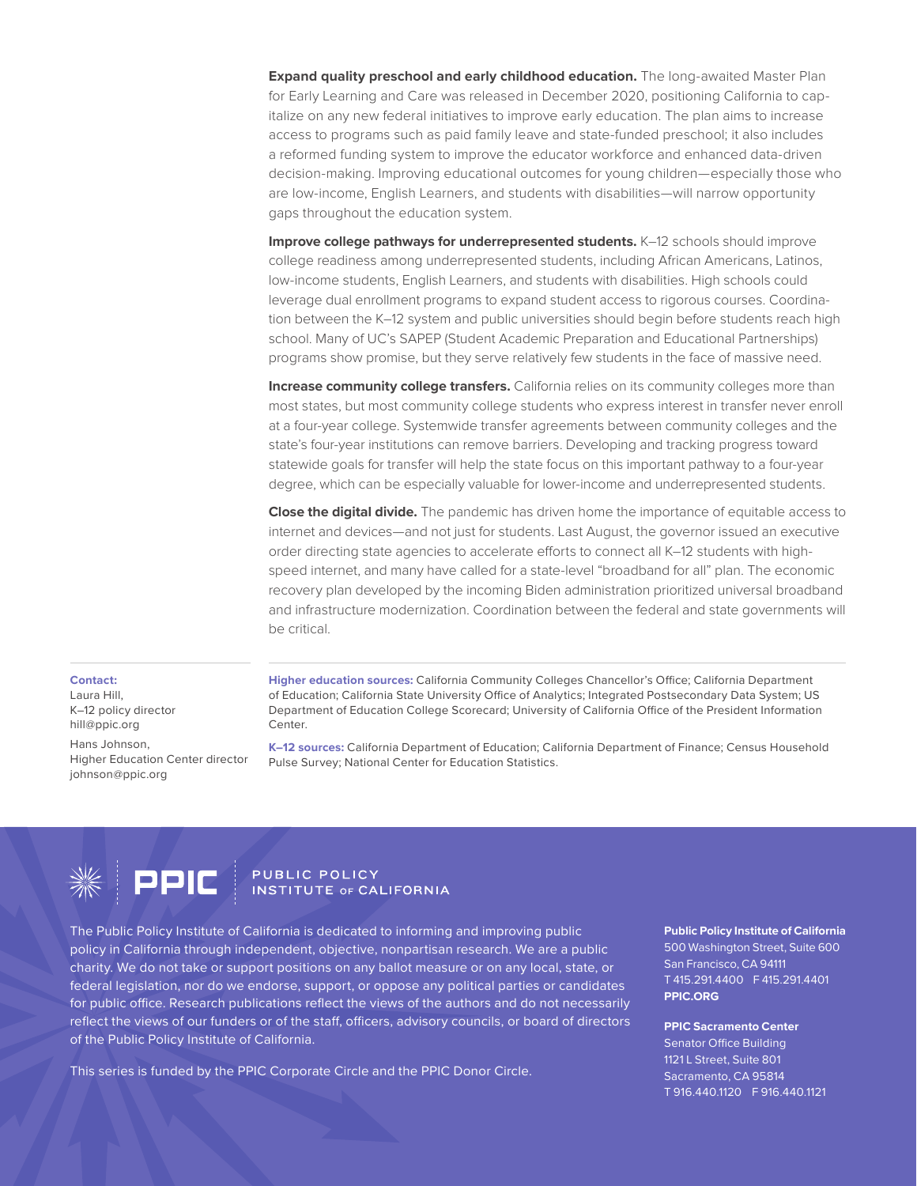**Expand quality preschool and early childhood education.** The long-awaited Master Plan for Early Learning and Care was released in December 2020, positioning California to capitalize on any new federal initiatives to improve early education. The plan aims to increase access to programs such as paid family leave and state-funded preschool; it also includes a reformed funding system to improve the educator workforce and enhanced data-driven decision-making. Improving educational outcomes for young children—especially those who are low-income, English Learners, and students with disabilities—will narrow opportunity gaps throughout the education system.

**Improve college pathways for underrepresented students.** K–12 schools should improve college readiness among underrepresented students, including African Americans, Latinos, low-income students, English Learners, and students with disabilities. High schools could leverage dual enrollment programs to expand student access to rigorous courses. Coordination between the K–12 system and public universities should begin before students reach high school. Many of UC's SAPEP (Student Academic Preparation and Educational Partnerships) programs show promise, but they serve relatively few students in the face of massive need.

**Increase community college transfers.** California relies on its community colleges more than most states, but most community college students who express interest in transfer never enroll at a four-year college. Systemwide transfer agreements between community colleges and the state's four-year institutions can remove barriers. Developing and tracking progress toward statewide goals for transfer will help the state focus on this important pathway to a four-year degree, which can be especially valuable for lower-income and underrepresented students.

**Close the digital divide.** The pandemic has driven home the importance of equitable access to internet and devices—and not just for students. Last August, the governor issued an executive order directing state agencies to accelerate efforts to connect all K–12 students with high-speed internet, and many have called for a state-level "broadband for all" plan. The economic recovery plan developed by the incoming Biden administration prioritized universal broadband and infrastructure modernization. Coordination between the federal and state governments will be critical.

**Contact:**
Laura Hill,
K–12 policy director
hill@ppic.org

Hans Johnson,
Higher Education Center director
johnson@ppic.org

**Higher education sources:** California Community Colleges Chancellor's Office; California Department of Education; California State University Office of Analytics; Integrated Postsecondary Data System; US Department of Education College Scorecard; University of California Office of the President Information Center.

**K–12 sources:** California Department of Education; California Department of Finance; Census Household Pulse Survey; National Center for Education Statistics.

PPIC PUBLIC POLICY INSTITUTE OF CALIFORNIA

The Public Policy Institute of California is dedicated to informing and improving public policy in California through independent, objective, nonpartisan research. We are a public charity. We do not take or support positions on any ballot measure or on any local, state, or federal legislation, nor do we endorse, support, or oppose any political parties or candidates for public office. Research publications reflect the views of the authors and do not necessarily reflect the views of our funders or of the staff, officers, advisory councils, or board of directors of the Public Policy Institute of California.

This series is funded by the PPIC Corporate Circle and the PPIC Donor Circle.

**Public Policy Institute of California**
500 Washington Street, Suite 600
San Francisco, CA 94111
T 415.291.4400 F 415.291.4401
**PPIC.ORG**

**PPIC Sacramento Center**
Senator Office Building
1121 L Street, Suite 801
Sacramento, CA 95814
T 916.440.1120 F 916.440.1121